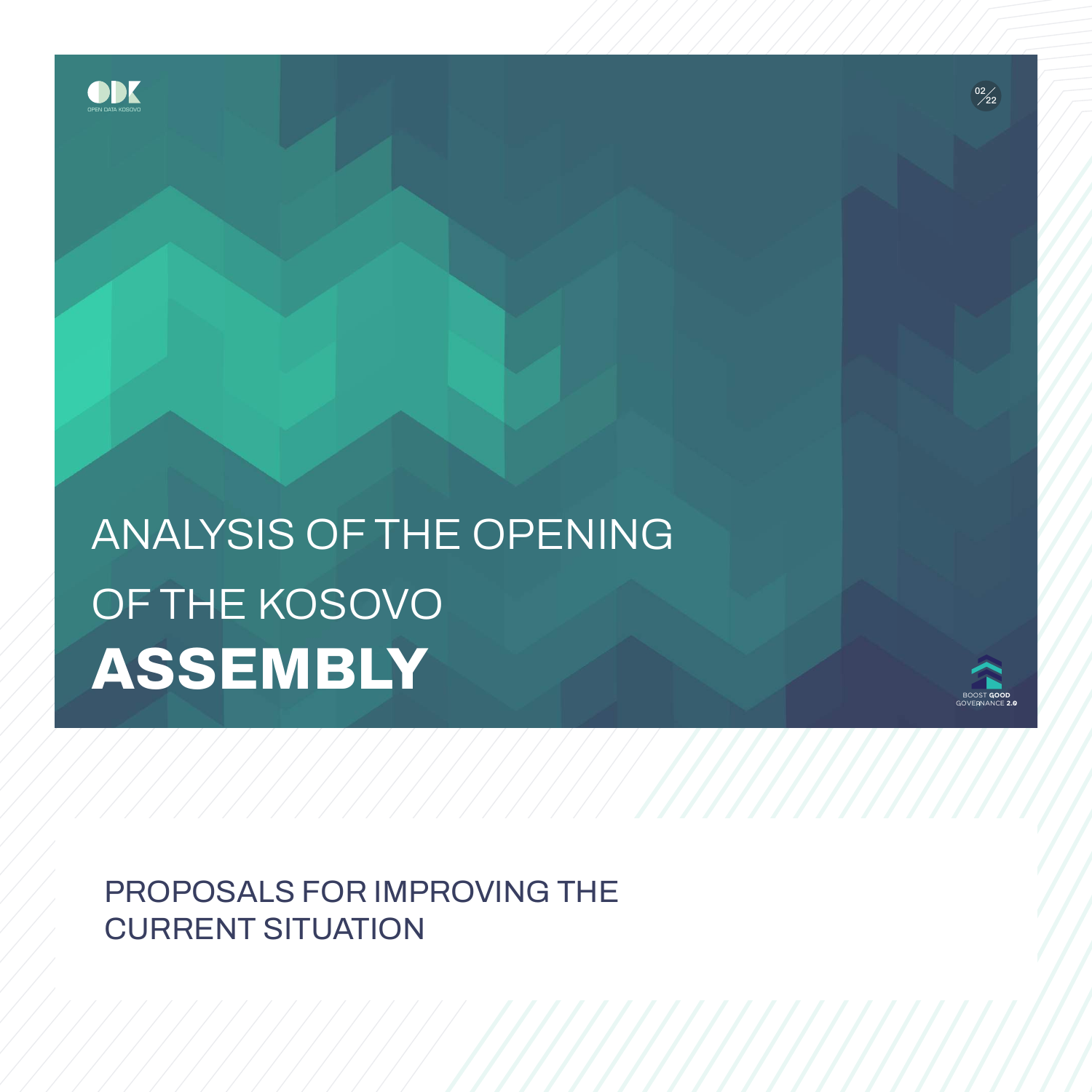# ANALYSIS OF THE OPENING OF THE KOSOVO **ASSEMBLY**

## PROPOSALS FOR IMPROVING THE CURRENT SITUATION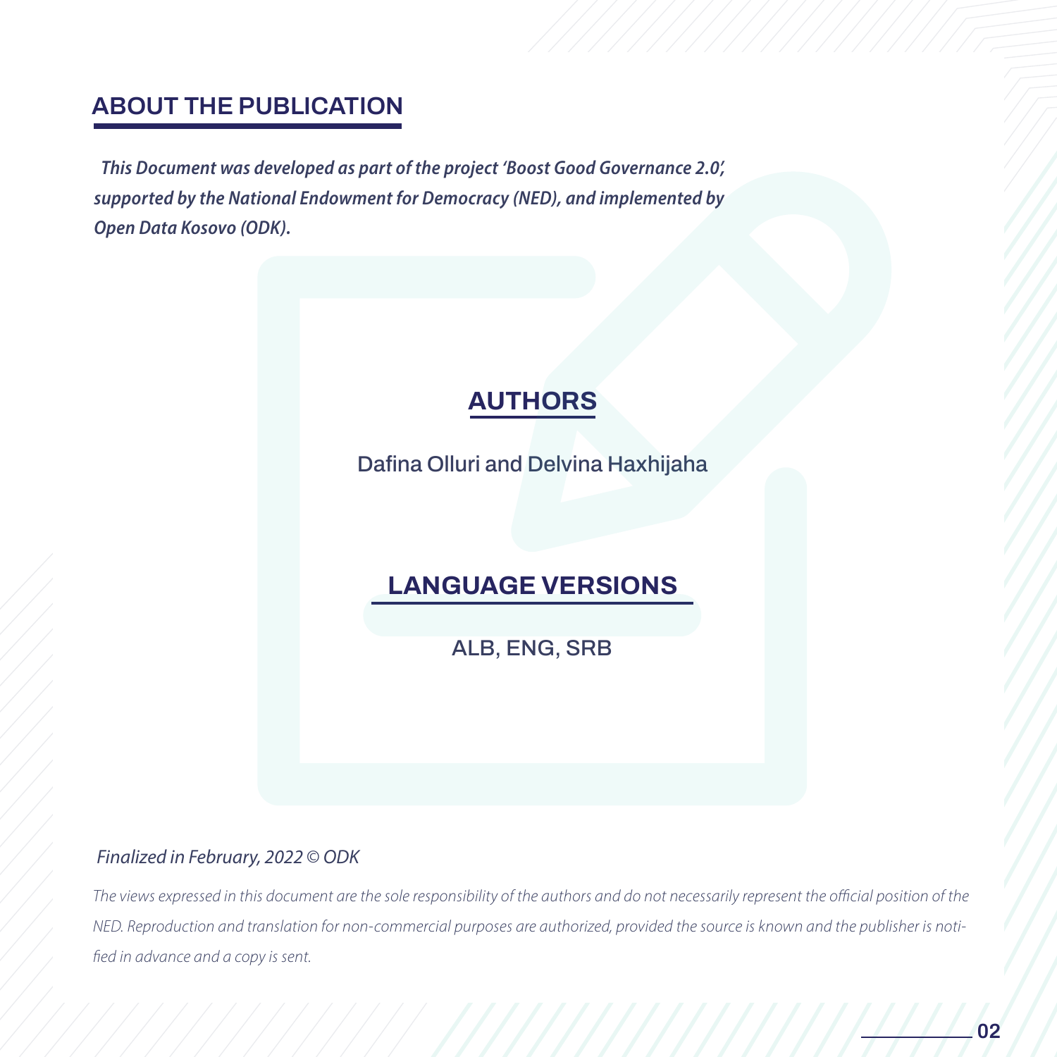## ABOUT THE PUBLICATION

***This Document was developed as part of the project 'Boost Good Governance 2.0', supported by the National Endowment for Democracy (NED), and implemented by Open Data Kosovo (ODK).***

## AUTHORS

Dafina Olluri and Delvina Haxhijaha

## LANGUAGE VERSIONS

ALB, ENG, SRB

*Finalized in February, 2022 © ODK*

*The views expressed in this document are the sole responsibility of the authors and do not necessarily represent the official position of the NED. Reproduction and translation for non-commercial purposes are authorized, provided the source is known and the publisher is notified in advance and a copy is sent.*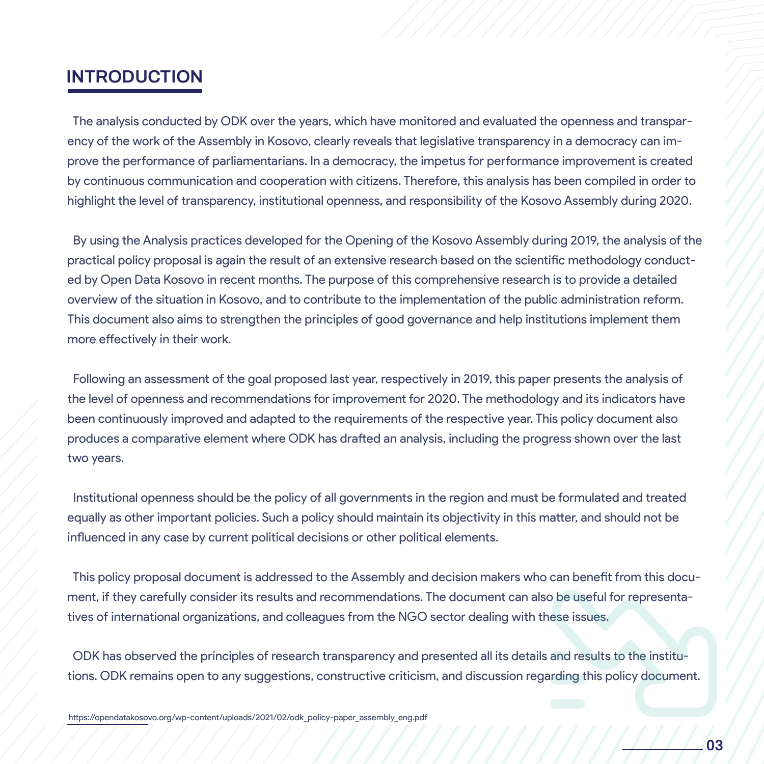# INTRODUCTION

The analysis conducted by ODK over the years, which have monitored and evaluated the openness and transparency of the work of the Assembly in Kosovo, clearly reveals that legislative transparency in a democracy can improve the performance of parliamentarians. In a democracy, the impetus for performance improvement is created by continuous communication and cooperation with citizens. Therefore, this analysis has been compiled in order to highlight the level of transparency, institutional openness, and responsibility of the Kosovo Assembly during 2020.

By using the Analysis practices developed for the Opening of the Kosovo Assembly during 2019, the analysis of the practical policy proposal is again the result of an extensive research based on the scientific methodology conducted by Open Data Kosovo in recent months. The purpose of this comprehensive research is to provide a detailed overview of the situation in Kosovo, and to contribute to the implementation of the public administration reform. This document also aims to strengthen the principles of good governance and help institutions implement them more effectively in their work.

Following an assessment of the goal proposed last year, respectively in 2019, this paper presents the analysis of the level of openness and recommendations for improvement for 2020. The methodology and its indicators have been continuously improved and adapted to the requirements of the respective year. This policy document also produces a comparative element where ODK has drafted an analysis, including the progress shown over the last two years.

Institutional openness should be the policy of all governments in the region and must be formulated and treated equally as other important policies. Such a policy should maintain its objectivity in this matter, and should not be influenced in any case by current political decisions or other political elements.

This policy proposal document is addressed to the Assembly and decision makers who can benefit from this document, if they carefully consider its results and recommendations. The document can also be useful for representatives of international organizations, and colleagues from the NGO sector dealing with these issues.

ODK has observed the principles of research transparency and presented all its details and results to the institutions. ODK remains open to any suggestions, constructive criticism, and discussion regarding this policy document.

https://opendatakosovo.org/wp-content/uploads/2021/02/odk_policy-paper_assembly_eng.pdf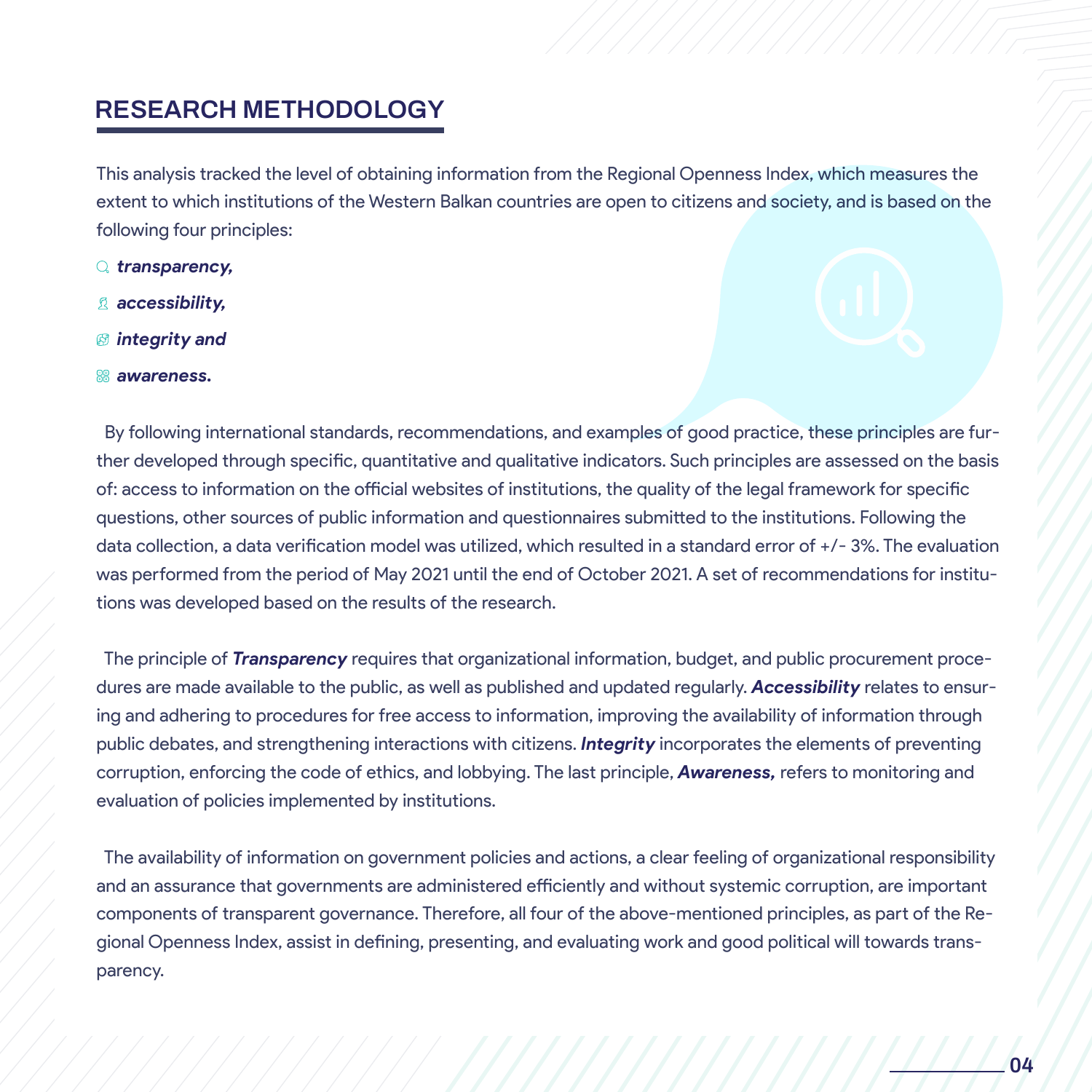## RESEARCH METHODOLOGY

This analysis tracked the level of obtaining information from the Regional Openness Index, which measures the extent to which institutions of the Western Balkan countries are open to citizens and society, and is based on the following four principles:

- ***transparency,***
- ***accessibility,***
- ***integrity and***
- ***awareness.***

By following international standards, recommendations, and examples of good practice, these principles are further developed through specific, quantitative and qualitative indicators. Such principles are assessed on the basis of: access to information on the official websites of institutions, the quality of the legal framework for specific questions, other sources of public information and questionnaires submitted to the institutions. Following the data collection, a data verification model was utilized, which resulted in a standard error of +/- 3%. The evaluation was performed from the period of May 2021 until the end of October 2021. A set of recommendations for institutions was developed based on the results of the research.

The principle of ***Transparency*** requires that organizational information, budget, and public procurement procedures are made available to the public, as well as published and updated regularly. ***Accessibility*** relates to ensuring and adhering to procedures for free access to information, improving the availability of information through public debates, and strengthening interactions with citizens. ***Integrity*** incorporates the elements of preventing corruption, enforcing the code of ethics, and lobbying. The last principle, ***Awareness,*** refers to monitoring and evaluation of policies implemented by institutions.

The availability of information on government policies and actions, a clear feeling of organizational responsibility and an assurance that governments are administered efficiently and without systemic corruption, are important components of transparent governance. Therefore, all four of the above-mentioned principles, as part of the Regional Openness Index, assist in defining, presenting, and evaluating work and good political will towards transparency.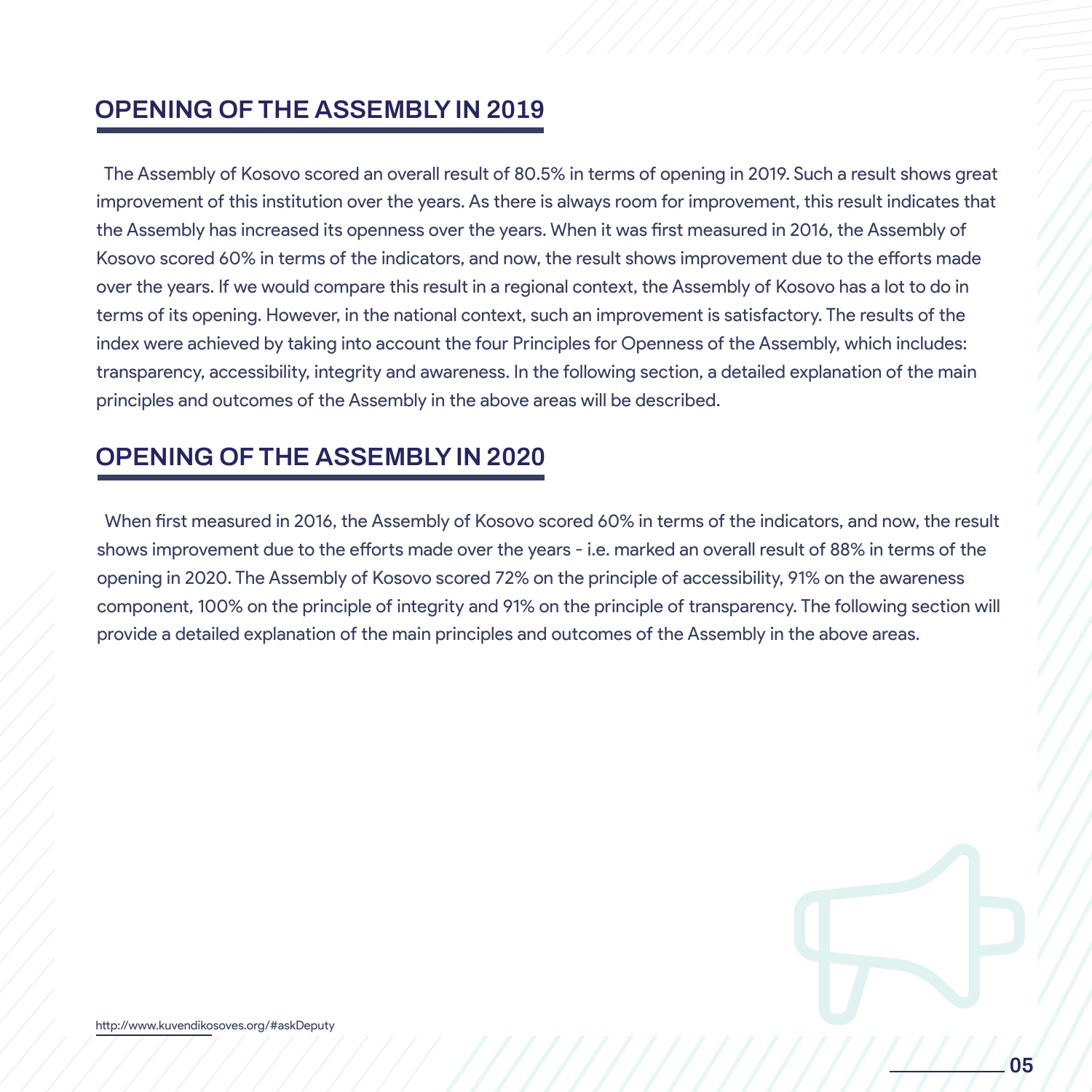## OPENING OF THE ASSEMBLY IN 2019

The Assembly of Kosovo scored an overall result of 80.5% in terms of opening in 2019. Such a result shows great improvement of this institution over the years. As there is always room for improvement, this result indicates that the Assembly has increased its openness over the years. When it was first measured in 2016, the Assembly of Kosovo scored 60% in terms of the indicators, and now, the result shows improvement due to the efforts made over the years. If we would compare this result in a regional context, the Assembly of Kosovo has a lot to do in terms of its opening. However, in the national context, such an improvement is satisfactory. The results of the index were achieved by taking into account the four Principles for Openness of the Assembly, which includes: transparency, accessibility, integrity and awareness. In the following section, a detailed explanation of the main principles and outcomes of the Assembly in the above areas will be described.

## OPENING OF THE ASSEMBLY IN 2020

When first measured in 2016, the Assembly of Kosovo scored 60% in terms of the indicators, and now, the result shows improvement due to the efforts made over the years - i.e. marked an overall result of 88% in terms of the opening in 2020. The Assembly of Kosovo scored 72% on the principle of accessibility, 91% on the awareness component, 100% on the principle of integrity and 91% on the principle of transparency. The following section will provide a detailed explanation of the main principles and outcomes of the Assembly in the above areas.

http://www.kuvendikosoves.org/#askDeputy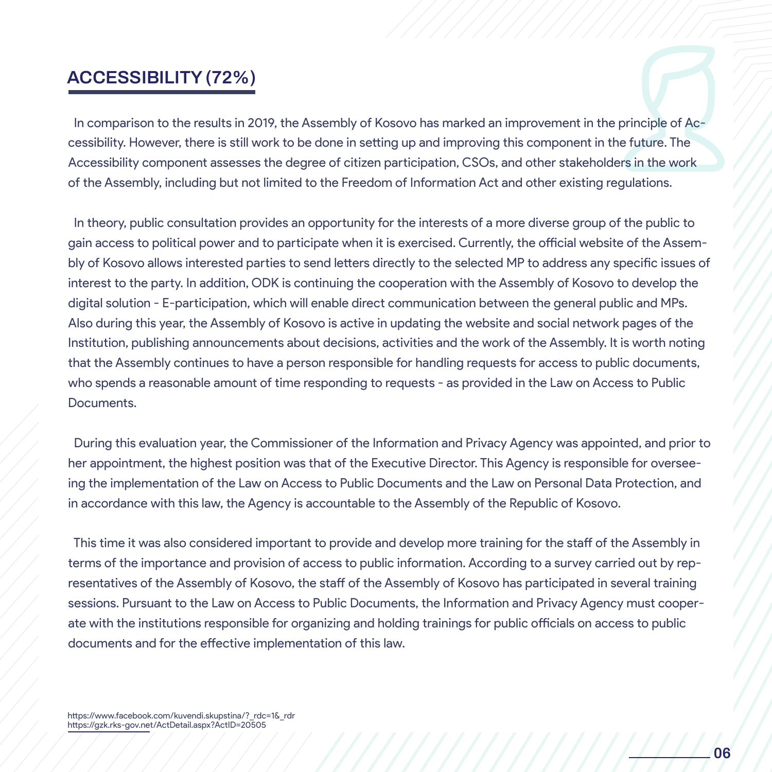## ACCESSIBILITY (72%)

In comparison to the results in 2019, the Assembly of Kosovo has marked an improvement in the principle of Accessibility. However, there is still work to be done in setting up and improving this component in the future. The Accessibility component assesses the degree of citizen participation, CSOs, and other stakeholders in the work of the Assembly, including but not limited to the Freedom of Information Act and other existing regulations.

In theory, public consultation provides an opportunity for the interests of a more diverse group of the public to gain access to political power and to participate when it is exercised. Currently, the official website of the Assembly of Kosovo allows interested parties to send letters directly to the selected MP to address any specific issues of interest to the party. In addition, ODK is continuing the cooperation with the Assembly of Kosovo to develop the digital solution - E-participation, which will enable direct communication between the general public and MPs. Also during this year, the Assembly of Kosovo is active in updating the website and social network pages of the Institution, publishing announcements about decisions, activities and the work of the Assembly. It is worth noting that the Assembly continues to have a person responsible for handling requests for access to public documents, who spends a reasonable amount of time responding to requests - as provided in the Law on Access to Public Documents.

During this evaluation year, the Commissioner of the Information and Privacy Agency was appointed, and prior to her appointment, the highest position was that of the Executive Director. This Agency is responsible for overseeing the implementation of the Law on Access to Public Documents and the Law on Personal Data Protection, and in accordance with this law, the Agency is accountable to the Assembly of the Republic of Kosovo.

This time it was also considered important to provide and develop more training for the staff of the Assembly in terms of the importance and provision of access to public information. According to a survey carried out by representatives of the Assembly of Kosovo, the staff of the Assembly of Kosovo has participated in several training sessions. Pursuant to the Law on Access to Public Documents, the Information and Privacy Agency must cooperate with the institutions responsible for organizing and holding trainings for public officials on access to public documents and for the effective implementation of this law.

https://www.facebook.com/kuvendi.skupstina/?_rdc=1&_rdr
https://gzk.rks-gov.net/ActDetail.aspx?ActID=20505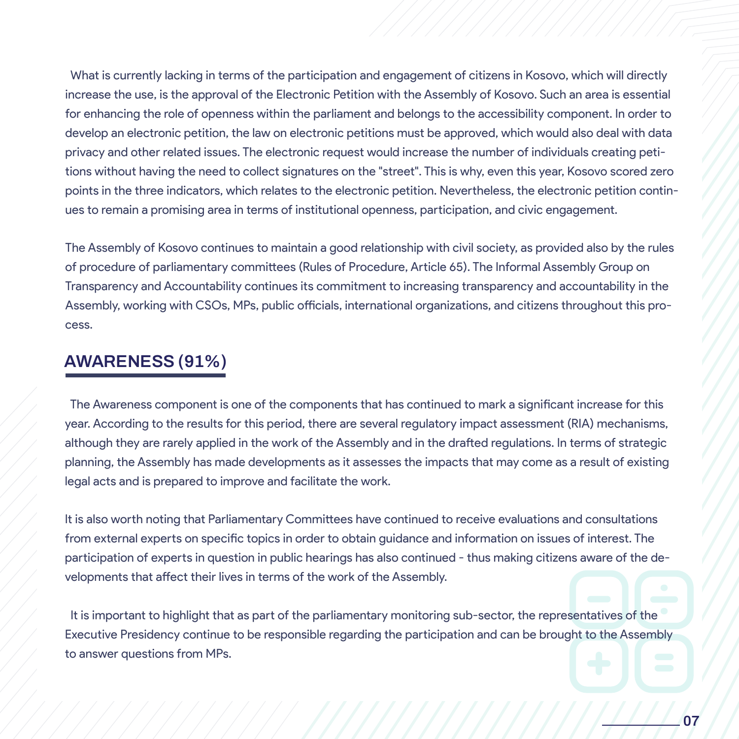What is currently lacking in terms of the participation and engagement of citizens in Kosovo, which will directly increase the use, is the approval of the Electronic Petition with the Assembly of Kosovo. Such an area is essential for enhancing the role of openness within the parliament and belongs to the accessibility component. In order to develop an electronic petition, the law on electronic petitions must be approved, which would also deal with data privacy and other related issues. The electronic request would increase the number of individuals creating petitions without having the need to collect signatures on the "street". This is why, even this year, Kosovo scored zero points in the three indicators, which relates to the electronic petition. Nevertheless, the electronic petition continues to remain a promising area in terms of institutional openness, participation, and civic engagement.

The Assembly of Kosovo continues to maintain a good relationship with civil society, as provided also by the rules of procedure of parliamentary committees (Rules of Procedure, Article 65). The Informal Assembly Group on Transparency and Accountability continues its commitment to increasing transparency and accountability in the Assembly, working with CSOs, MPs, public officials, international organizations, and citizens throughout this process.

## AWARENESS (91%)

The Awareness component is one of the components that has continued to mark a significant increase for this year. According to the results for this period, there are several regulatory impact assessment (RIA) mechanisms, although they are rarely applied in the work of the Assembly and in the drafted regulations. In terms of strategic planning, the Assembly has made developments as it assesses the impacts that may come as a result of existing legal acts and is prepared to improve and facilitate the work.

It is also worth noting that Parliamentary Committees have continued to receive evaluations and consultations from external experts on specific topics in order to obtain guidance and information on issues of interest. The participation of experts in question in public hearings has also continued - thus making citizens aware of the developments that affect their lives in terms of the work of the Assembly.

It is important to highlight that as part of the parliamentary monitoring sub-sector, the representatives of the Executive Presidency continue to be responsible regarding the participation and can be brought to the Assembly to answer questions from MPs.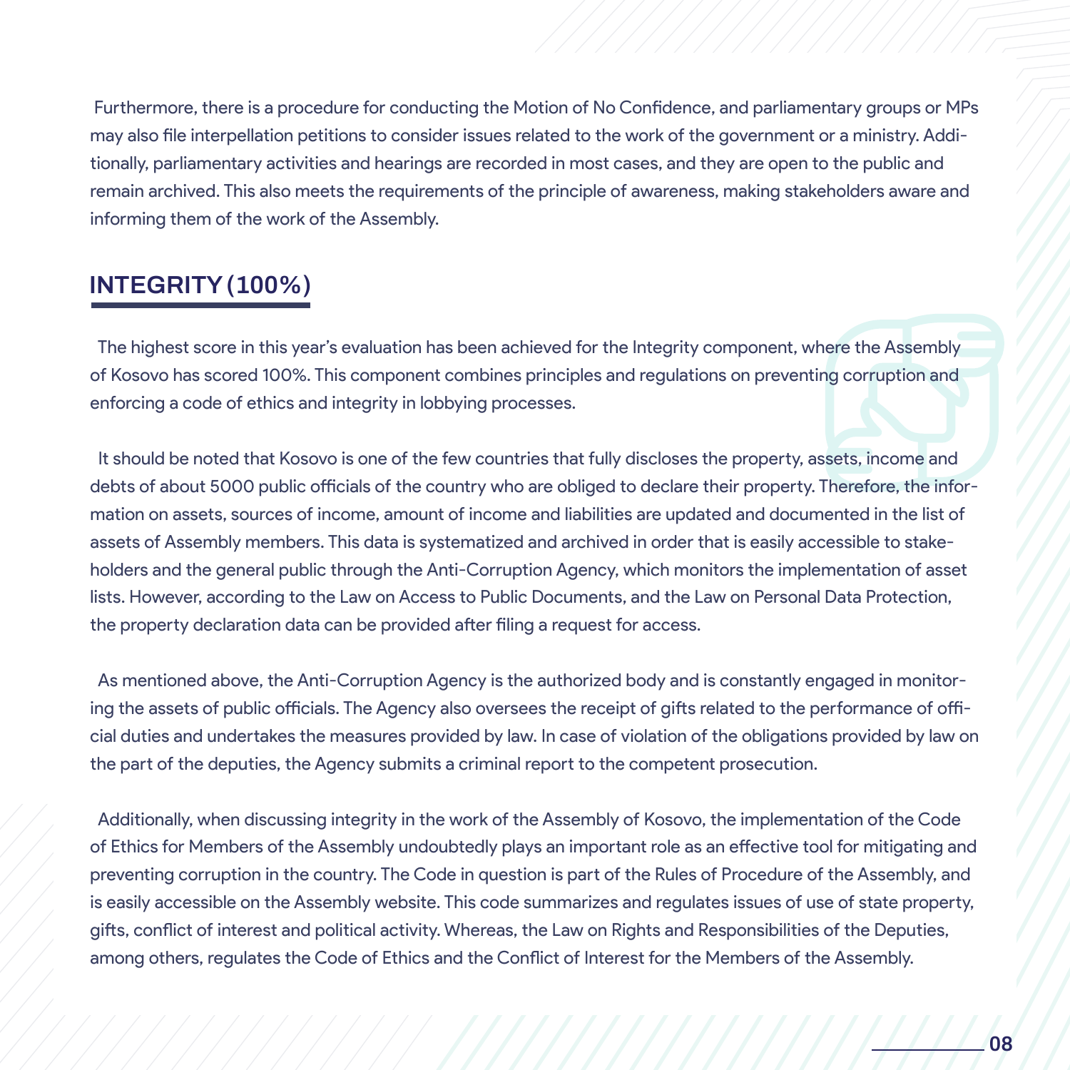Furthermore, there is a procedure for conducting the Motion of No Confidence, and parliamentary groups or MPs may also file interpellation petitions to consider issues related to the work of the government or a ministry. Additionally, parliamentary activities and hearings are recorded in most cases, and they are open to the public and remain archived. This also meets the requirements of the principle of awareness, making stakeholders aware and informing them of the work of the Assembly.

## INTEGRITY (100%)

The highest score in this year's evaluation has been achieved for the Integrity component, where the Assembly of Kosovo has scored 100%. This component combines principles and regulations on preventing corruption and enforcing a code of ethics and integrity in lobbying processes.

It should be noted that Kosovo is one of the few countries that fully discloses the property, assets, income and debts of about 5000 public officials of the country who are obliged to declare their property. Therefore, the information on assets, sources of income, amount of income and liabilities are updated and documented in the list of assets of Assembly members. This data is systematized and archived in order that is easily accessible to stakeholders and the general public through the Anti-Corruption Agency, which monitors the implementation of asset lists. However, according to the Law on Access to Public Documents, and the Law on Personal Data Protection, the property declaration data can be provided after filing a request for access.

As mentioned above, the Anti-Corruption Agency is the authorized body and is constantly engaged in monitoring the assets of public officials. The Agency also oversees the receipt of gifts related to the performance of official duties and undertakes the measures provided by law. In case of violation of the obligations provided by law on the part of the deputies, the Agency submits a criminal report to the competent prosecution.

Additionally, when discussing integrity in the work of the Assembly of Kosovo, the implementation of the Code of Ethics for Members of the Assembly undoubtedly plays an important role as an effective tool for mitigating and preventing corruption in the country. The Code in question is part of the Rules of Procedure of the Assembly, and is easily accessible on the Assembly website. This code summarizes and regulates issues of use of state property, gifts, conflict of interest and political activity. Whereas, the Law on Rights and Responsibilities of the Deputies, among others, regulates the Code of Ethics and the Conflict of Interest for the Members of the Assembly.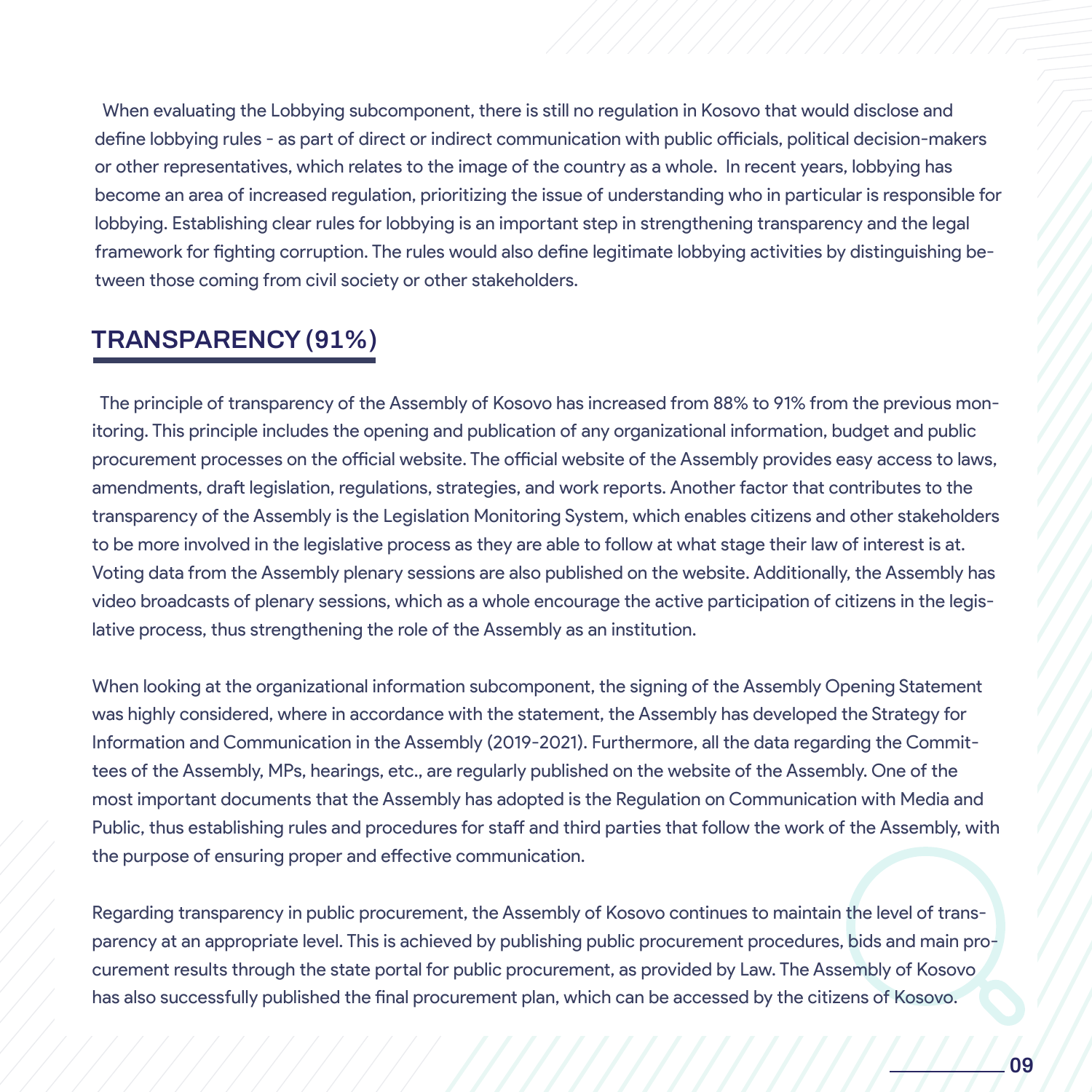When evaluating the Lobbying subcomponent, there is still no regulation in Kosovo that would disclose and define lobbying rules - as part of direct or indirect communication with public officials, political decision-makers or other representatives, which relates to the image of the country as a whole. In recent years, lobbying has become an area of increased regulation, prioritizing the issue of understanding who in particular is responsible for lobbying. Establishing clear rules for lobbying is an important step in strengthening transparency and the legal framework for fighting corruption. The rules would also define legitimate lobbying activities by distinguishing between those coming from civil society or other stakeholders.

## TRANSPARENCY (91%)

The principle of transparency of the Assembly of Kosovo has increased from 88% to 91% from the previous monitoring. This principle includes the opening and publication of any organizational information, budget and public procurement processes on the official website. The official website of the Assembly provides easy access to laws, amendments, draft legislation, regulations, strategies, and work reports. Another factor that contributes to the transparency of the Assembly is the Legislation Monitoring System, which enables citizens and other stakeholders to be more involved in the legislative process as they are able to follow at what stage their law of interest is at. Voting data from the Assembly plenary sessions are also published on the website. Additionally, the Assembly has video broadcasts of plenary sessions, which as a whole encourage the active participation of citizens in the legislative process, thus strengthening the role of the Assembly as an institution.

When looking at the organizational information subcomponent, the signing of the Assembly Opening Statement was highly considered, where in accordance with the statement, the Assembly has developed the Strategy for Information and Communication in the Assembly (2019-2021). Furthermore, all the data regarding the Committees of the Assembly, MPs, hearings, etc., are regularly published on the website of the Assembly. One of the most important documents that the Assembly has adopted is the Regulation on Communication with Media and Public, thus establishing rules and procedures for staff and third parties that follow the work of the Assembly, with the purpose of ensuring proper and effective communication.

Regarding transparency in public procurement, the Assembly of Kosovo continues to maintain the level of transparency at an appropriate level. This is achieved by publishing public procurement procedures, bids and main procurement results through the state portal for public procurement, as provided by Law. The Assembly of Kosovo has also successfully published the final procurement plan, which can be accessed by the citizens of Kosovo.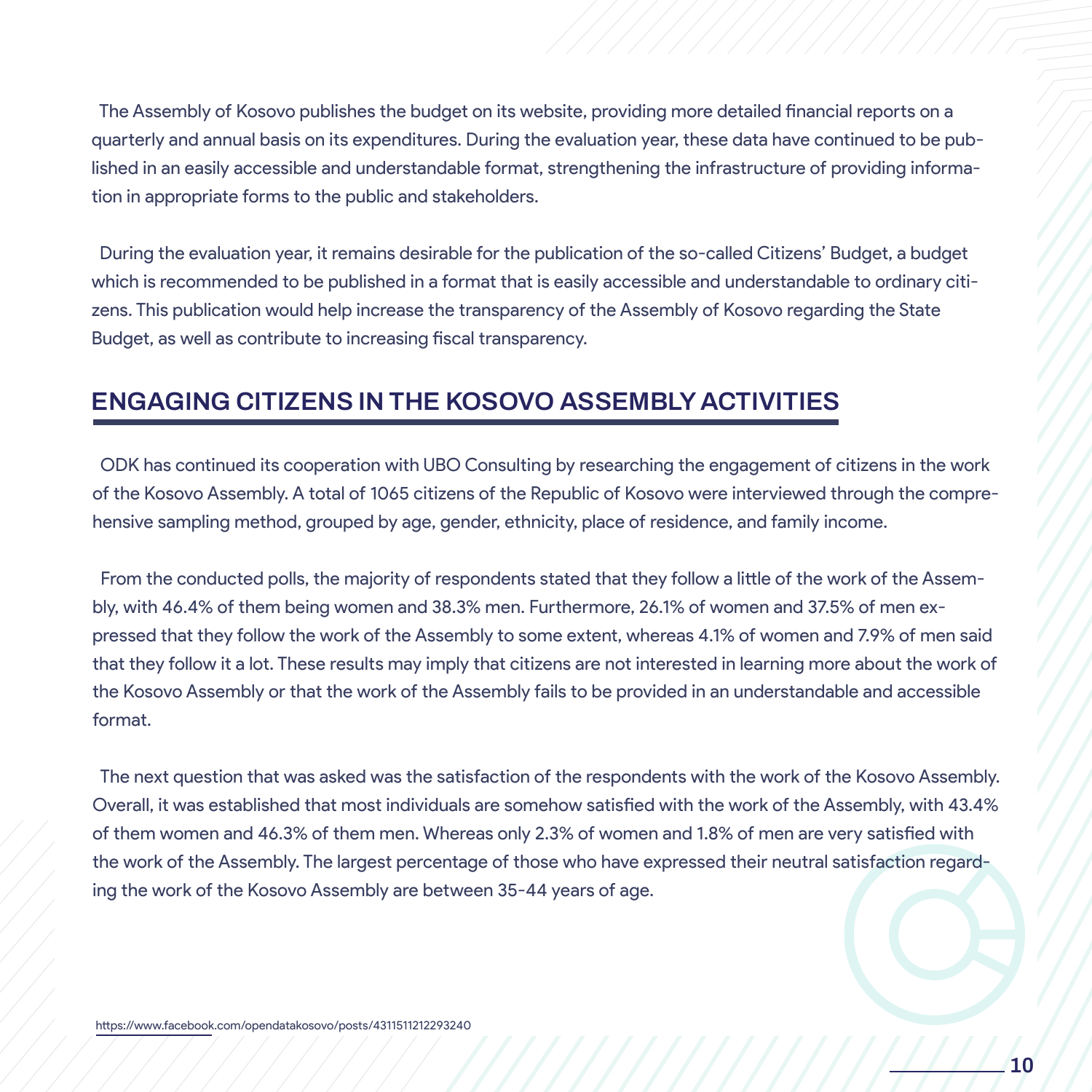The Assembly of Kosovo publishes the budget on its website, providing more detailed financial reports on a quarterly and annual basis on its expenditures. During the evaluation year, these data have continued to be published in an easily accessible and understandable format, strengthening the infrastructure of providing information in appropriate forms to the public and stakeholders.

During the evaluation year, it remains desirable for the publication of the so-called Citizens' Budget, a budget which is recommended to be published in a format that is easily accessible and understandable to ordinary citizens. This publication would help increase the transparency of the Assembly of Kosovo regarding the State Budget, as well as contribute to increasing fiscal transparency.

## ENGAGING CITIZENS IN THE KOSOVO ASSEMBLY ACTIVITIES

ODK has continued its cooperation with UBO Consulting by researching the engagement of citizens in the work of the Kosovo Assembly. A total of 1065 citizens of the Republic of Kosovo were interviewed through the comprehensive sampling method, grouped by age, gender, ethnicity, place of residence, and family income.

From the conducted polls, the majority of respondents stated that they follow a little of the work of the Assembly, with 46.4% of them being women and 38.3% men. Furthermore, 26.1% of women and 37.5% of men expressed that they follow the work of the Assembly to some extent, whereas 4.1% of women and 7.9% of men said that they follow it a lot. These results may imply that citizens are not interested in learning more about the work of the Kosovo Assembly or that the work of the Assembly fails to be provided in an understandable and accessible format.

The next question that was asked was the satisfaction of the respondents with the work of the Kosovo Assembly. Overall, it was established that most individuals are somehow satisfied with the work of the Assembly, with 43.4% of them women and 46.3% of them men. Whereas only 2.3% of women and 1.8% of men are very satisfied with the work of the Assembly. The largest percentage of those who have expressed their neutral satisfaction regarding the work of the Kosovo Assembly are between 35-44 years of age.

https://www.facebook.com/opendatakosovo/posts/4311511212293240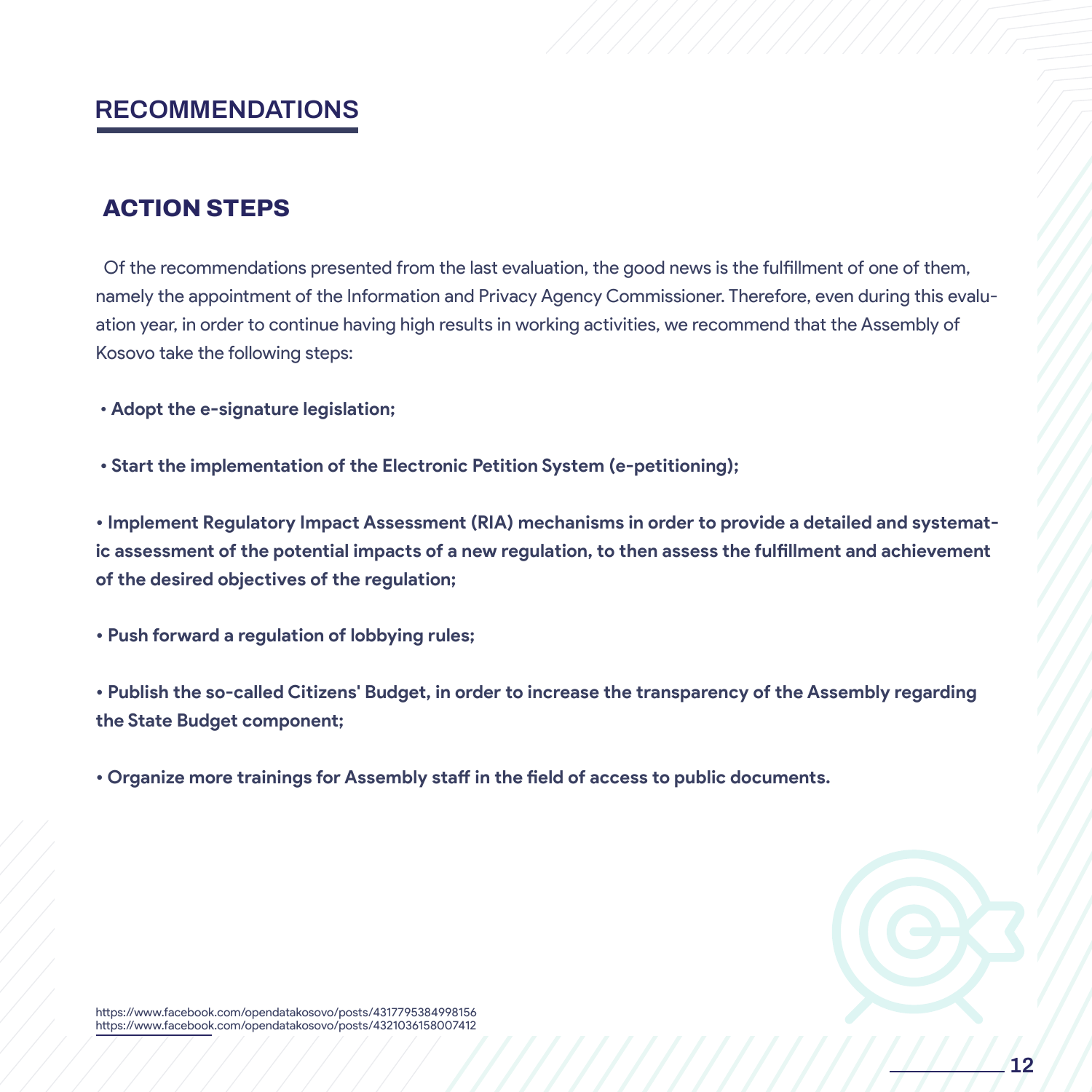# RECOMMENDATIONS

## ACTION STEPS

Of the recommendations presented from the last evaluation, the good news is the fulfillment of one of them, namely the appointment of the Information and Privacy Agency Commissioner. Therefore, even during this evaluation year, in order to continue having high results in working activities, we recommend that the Assembly of Kosovo take the following steps:

- **Adopt the e-signature legislation;**

- **Start the implementation of the Electronic Petition System (e-petitioning);**

- **Implement Regulatory Impact Assessment (RIA) mechanisms in order to provide a detailed and systematic assessment of the potential impacts of a new regulation, to then assess the fulfillment and achievement of the desired objectives of the regulation;**

- **Push forward a regulation of lobbying rules;**

- **Publish the so-called Citizens' Budget, in order to increase the transparency of the Assembly regarding the State Budget component;**

- **Organize more trainings for Assembly staff in the field of access to public documents.**

https://www.facebook.com/opendatakosovo/posts/4317795384998156
https://www.facebook.com/opendatakosovo/posts/4321036158007412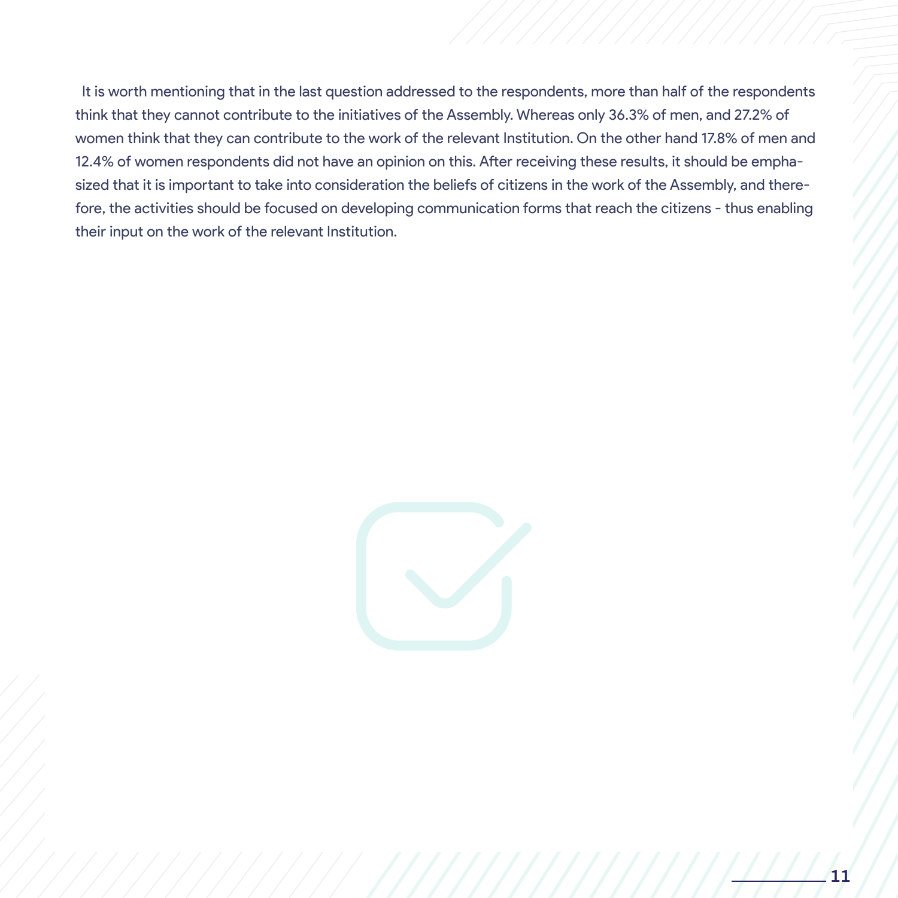It is worth mentioning that in the last question addressed to the respondents, more than half of the respondents think that they cannot contribute to the initiatives of the Assembly. Whereas only 36.3% of men, and 27.2% of women think that they can contribute to the work of the relevant Institution. On the other hand 17.8% of men and 12.4% of women respondents did not have an opinion on this. After receiving these results, it should be emphasized that it is important to take into consideration the beliefs of citizens in the work of the Assembly, and therefore, the activities should be focused on developing communication forms that reach the citizens - thus enabling their input on the work of the relevant Institution.